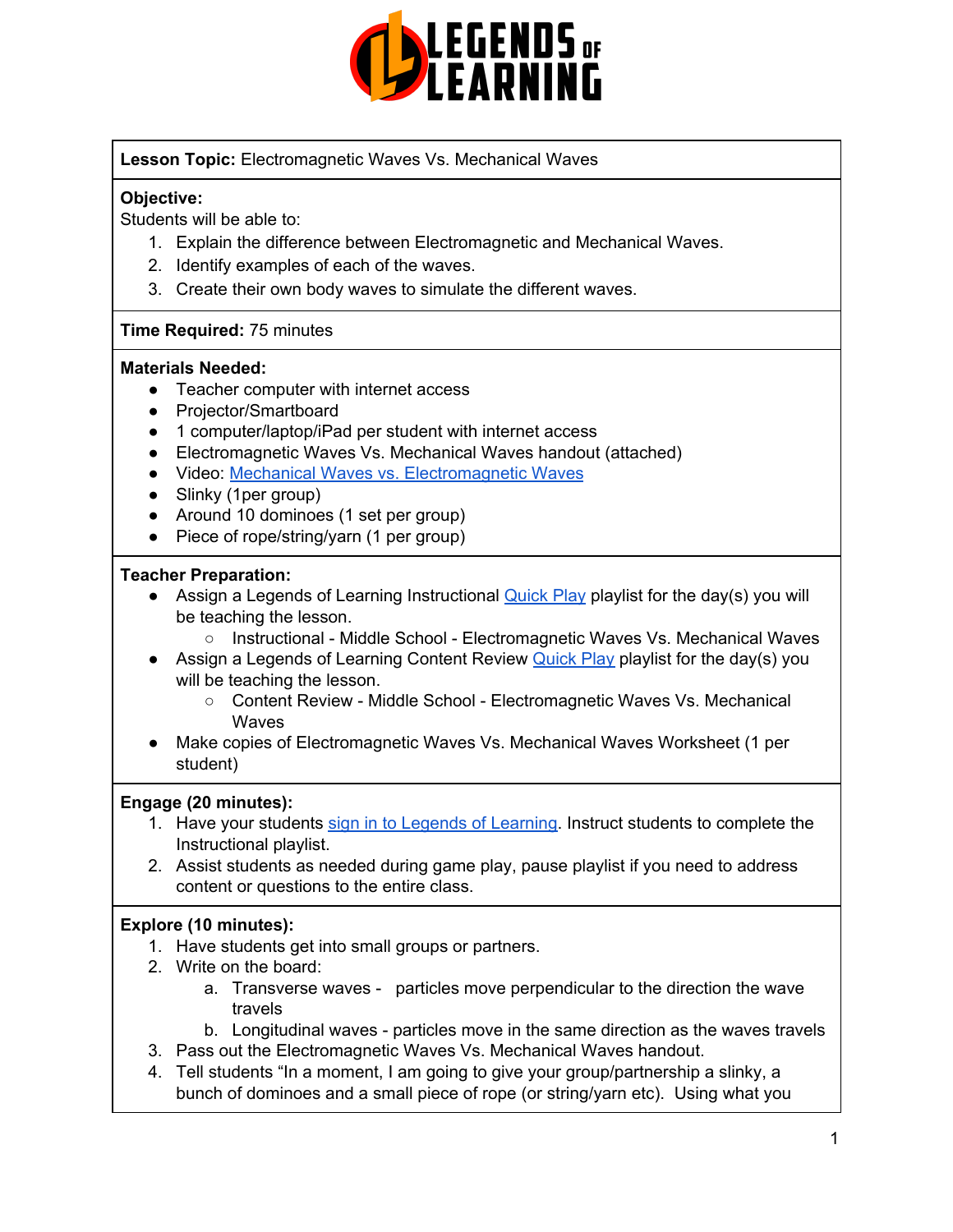**Lesson Topic:** Electromagnetic Waves Vs. Mechanical Waves

**Objective:**

Students will be able to:

1. Explain the difference between Electromagnetic and Mechanical Waves.
2. Identify examples of each of the waves.
3. Create their own body waves to simulate the different waves.

**Time Required:** 75 minutes

**Materials Needed:**

- Teacher computer with internet access
- Projector/Smartboard
- 1 computer/laptop/iPad per student with internet access
- Electromagnetic Waves Vs. Mechanical Waves handout (attached)
- Video: Mechanical Waves vs. Electromagnetic Waves
- Slinky (1per group)
- Around 10 dominoes (1 set per group)
- Piece of rope/string/yarn (1 per group)

**Teacher Preparation:**

- Assign a Legends of Learning Instructional Quick Play playlist for the day(s) you will be teaching the lesson.
  - Instructional - Middle School - Electromagnetic Waves Vs. Mechanical Waves
- Assign a Legends of Learning Content Review Quick Play playlist for the day(s) you will be teaching the lesson.
  - Content Review - Middle School - Electromagnetic Waves Vs. Mechanical Waves
- Make copies of Electromagnetic Waves Vs. Mechanical Waves Worksheet (1 per student)

**Engage (20 minutes):**

1. Have your students sign in to Legends of Learning. Instruct students to complete the Instructional playlist.
2. Assist students as needed during game play, pause playlist if you need to address content or questions to the entire class.

**Explore (10 minutes):**

1. Have students get into small groups or partners.
2. Write on the board:
   a. Transverse waves - particles move perpendicular to the direction the wave travels
   b. Longitudinal waves - particles move in the same direction as the waves travels
3. Pass out the Electromagnetic Waves Vs. Mechanical Waves handout.
4. Tell students "In a moment, I am going to give your group/partnership a slinky, a bunch of dominoes and a small piece of rope (or string/yarn etc). Using what you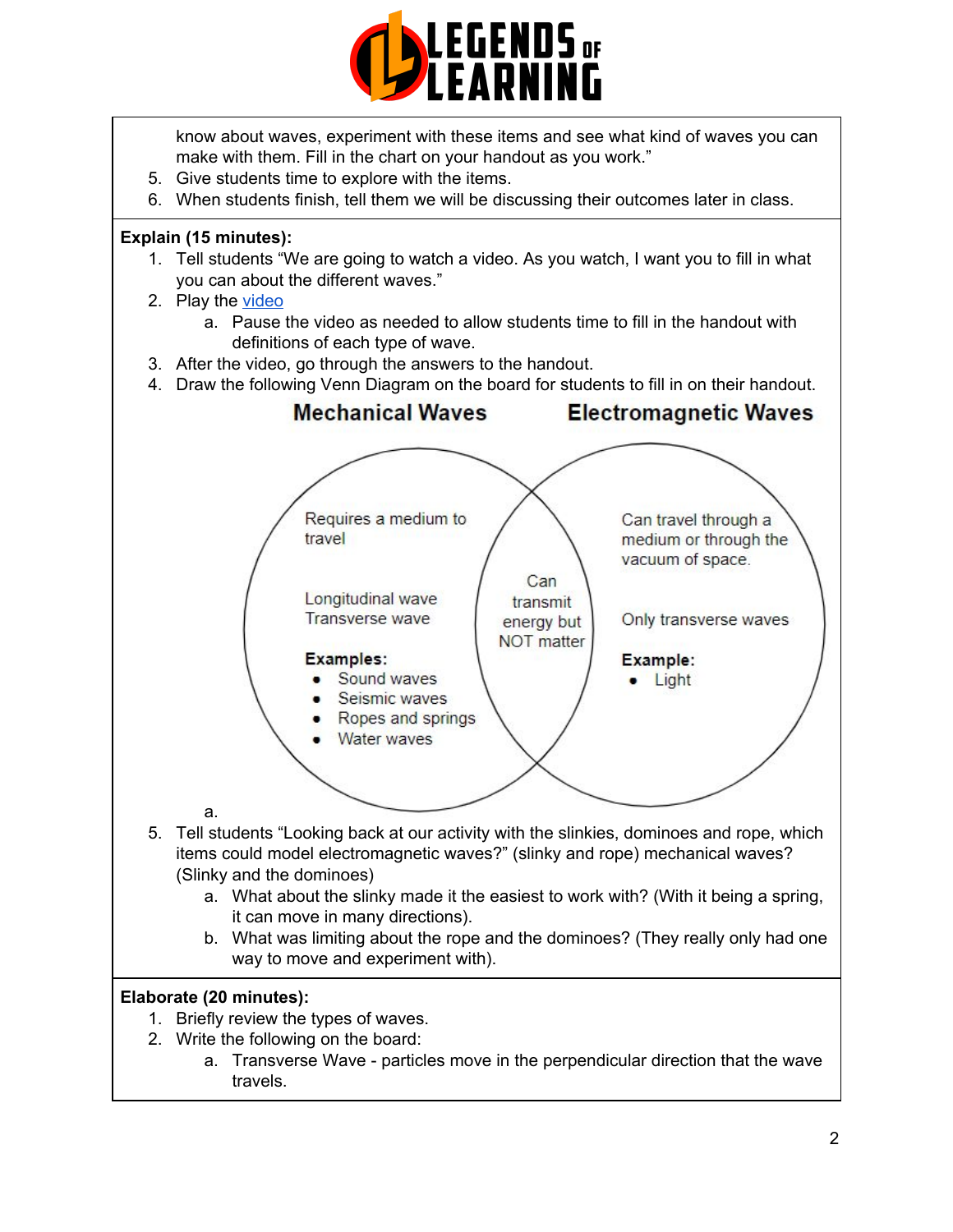know about waves, experiment with these items and see what kind of waves you can make with them. Fill in the chart on your handout as you work."

5. Give students time to explore with the items.
6. When students finish, tell them we will be discussing their outcomes later in class.

**Explain (15 minutes):**

1. Tell students "We are going to watch a video. As you watch, I want you to fill in what you can about the different waves."
2. Play the video
   a. Pause the video as needed to allow students time to fill in the handout with definitions of each type of wave.
3. After the video, go through the answers to the handout.
4. Draw the following Venn Diagram on the board for students to fill in on their handout.

**Mechanical Waves** | **Electromagnetic Waves**

Mechanical Waves:

Requires a medium to travel

Longitudinal wave
Transverse wave

**Examples:**
- Sound waves
- Seismic waves
- Ropes and springs
- Water waves

Both:

Can transmit energy but NOT matter

Electromagnetic Waves:

Can travel through a medium or through the vacuum of space.

Only transverse waves

**Example:**
- Light

   a.

5. Tell students "Looking back at our activity with the slinkies, dominoes and rope, which items could model electromagnetic waves?" (slinky and rope) mechanical waves? (Slinky and the dominoes)
   a. What about the slinky made it the easiest to work with? (With it being a spring, it can move in many directions).
   b. What was limiting about the rope and the dominoes? (They really only had one way to move and experiment with).

**Elaborate (20 minutes):**

1. Briefly review the types of waves.
2. Write the following on the board:
   a. Transverse Wave - particles move in the perpendicular direction that the wave travels.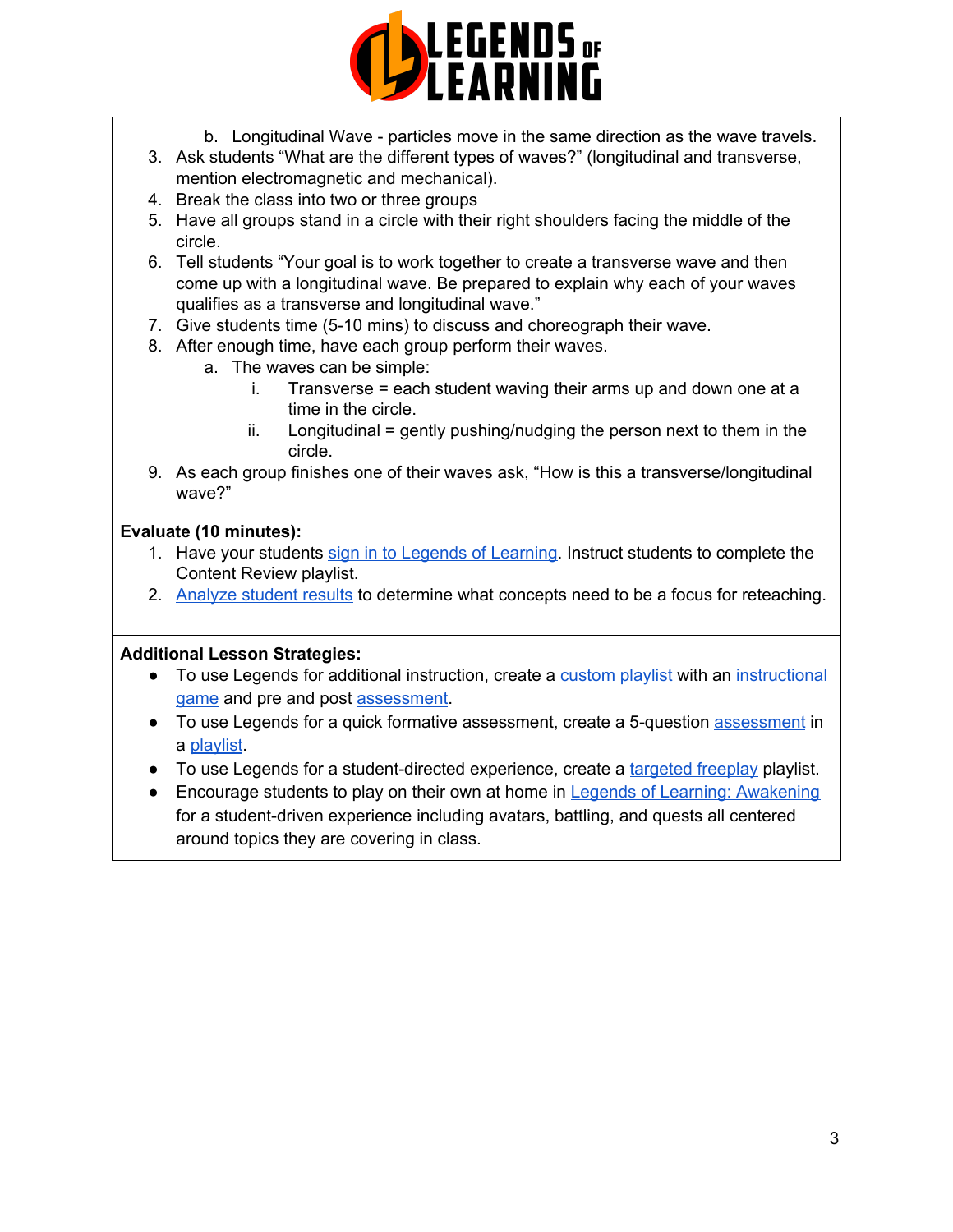b. Longitudinal Wave - particles move in the same direction as the wave travels.

3. Ask students "What are the different types of waves?" (longitudinal and transverse, mention electromagnetic and mechanical).
4. Break the class into two or three groups
5. Have all groups stand in a circle with their right shoulders facing the middle of the circle.
6. Tell students "Your goal is to work together to create a transverse wave and then come up with a longitudinal wave. Be prepared to explain why each of your waves qualifies as a transverse and longitudinal wave."
7. Give students time (5-10 mins) to discuss and choreograph their wave.
8. After enough time, have each group perform their waves.
   a. The waves can be simple:
      i. Transverse = each student waving their arms up and down one at a time in the circle.
      ii. Longitudinal = gently pushing/nudging the person next to them in the circle.
9. As each group finishes one of their waves ask, "How is this a transverse/longitudinal wave?"

**Evaluate (10 minutes):**

1. Have your students sign in to Legends of Learning. Instruct students to complete the Content Review playlist.
2. Analyze student results to determine what concepts need to be a focus for reteaching.

**Additional Lesson Strategies:**

- To use Legends for additional instruction, create a custom playlist with an instructional game and pre and post assessment.
- To use Legends for a quick formative assessment, create a 5-question assessment in a playlist.
- To use Legends for a student-directed experience, create a targeted freeplay playlist.
- Encourage students to play on their own at home in Legends of Learning: Awakening for a student-driven experience including avatars, battling, and quests all centered around topics they are covering in class.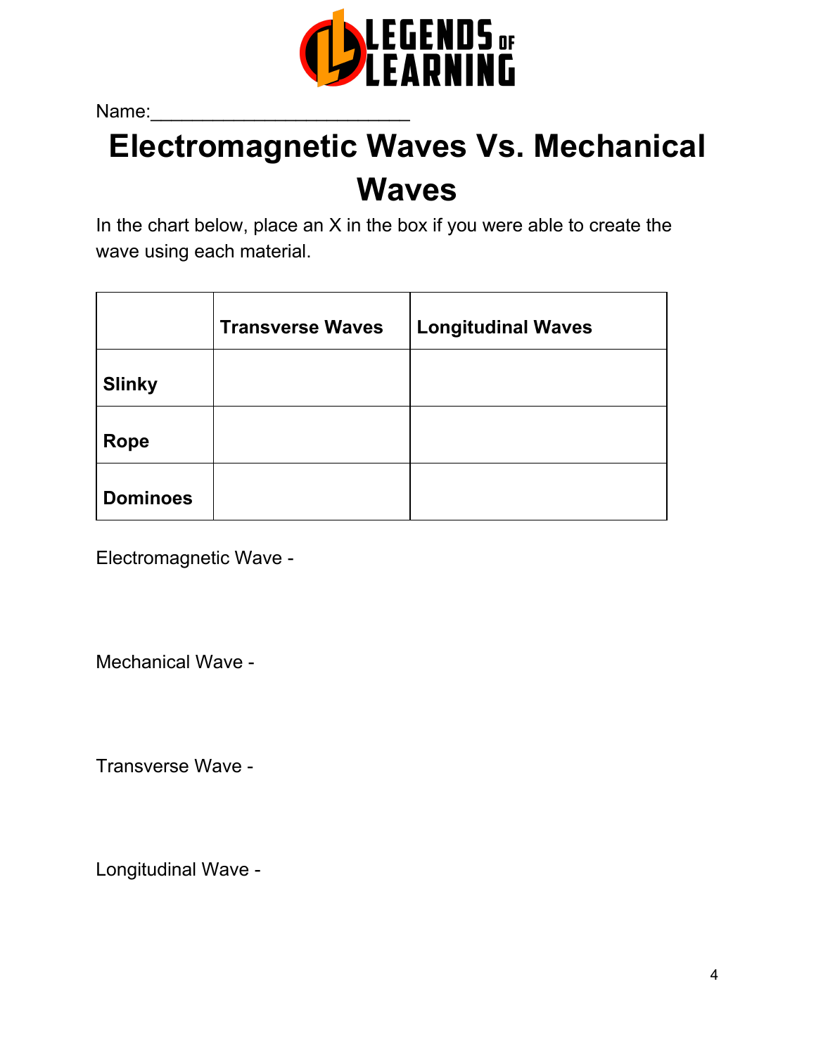Name:________________________

# Electromagnetic Waves Vs. Mechanical Waves

In the chart below, place an X in the box if you were able to create the wave using each material.

| | **Transverse Waves** | **Longitudinal Waves** |
|---|---|---|
| **Slinky** | | |
| **Rope** | | |
| **Dominoes** | | |

Electromagnetic Wave -

Mechanical Wave -

Transverse Wave -

Longitudinal Wave -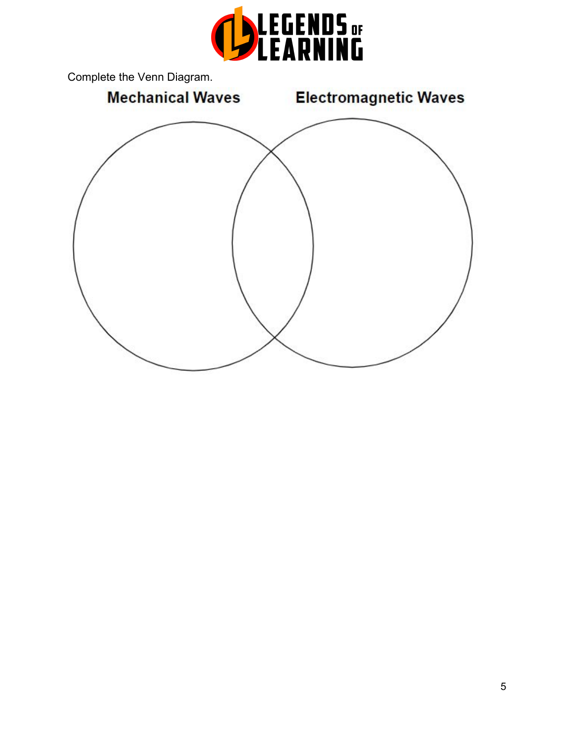Complete the Venn Diagram.

**Mechanical Waves** **Electromagnetic Waves**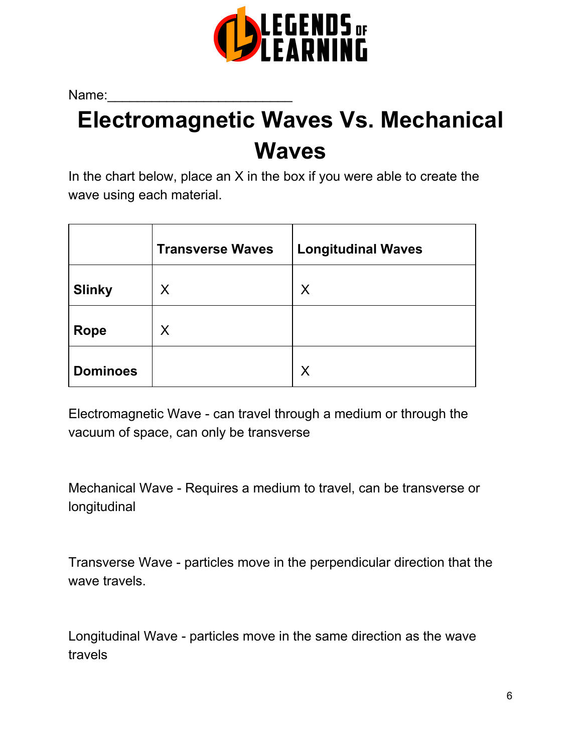Name:________________________

# Electromagnetic Waves Vs. Mechanical Waves

In the chart below, place an X in the box if you were able to create the wave using each material.

| | Transverse Waves | Longitudinal Waves |
|---|---|---|
| **Slinky** | X | X |
| **Rope** | X | |
| **Dominoes** | | X |

Electromagnetic Wave - can travel through a medium or through the vacuum of space, can only be transverse

Mechanical Wave - Requires a medium to travel, can be transverse or longitudinal

Transverse Wave - particles move in the perpendicular direction that the wave travels.

Longitudinal Wave - particles move in the same direction as the wave travels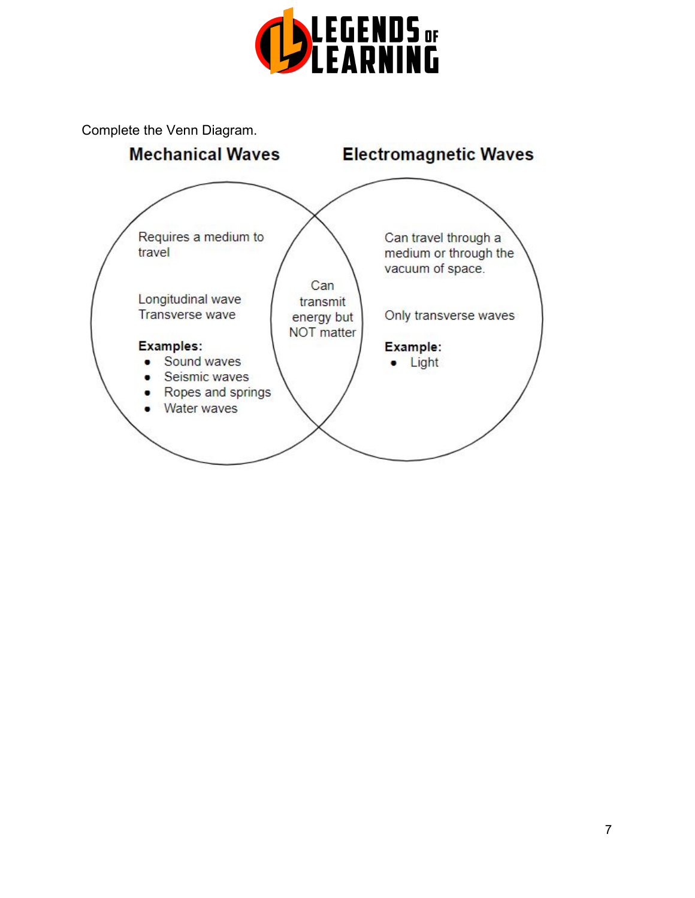Complete the Venn Diagram.

**Mechanical Waves**

Requires a medium to travel

Longitudinal wave
Transverse wave

**Examples:**

- Sound waves
- Seismic waves
- Ropes and springs
- Water waves

**Both**

Can transmit energy but NOT matter

**Electromagnetic Waves**

Can travel through a medium or through the vacuum of space.

Only transverse waves

**Example:**

- Light